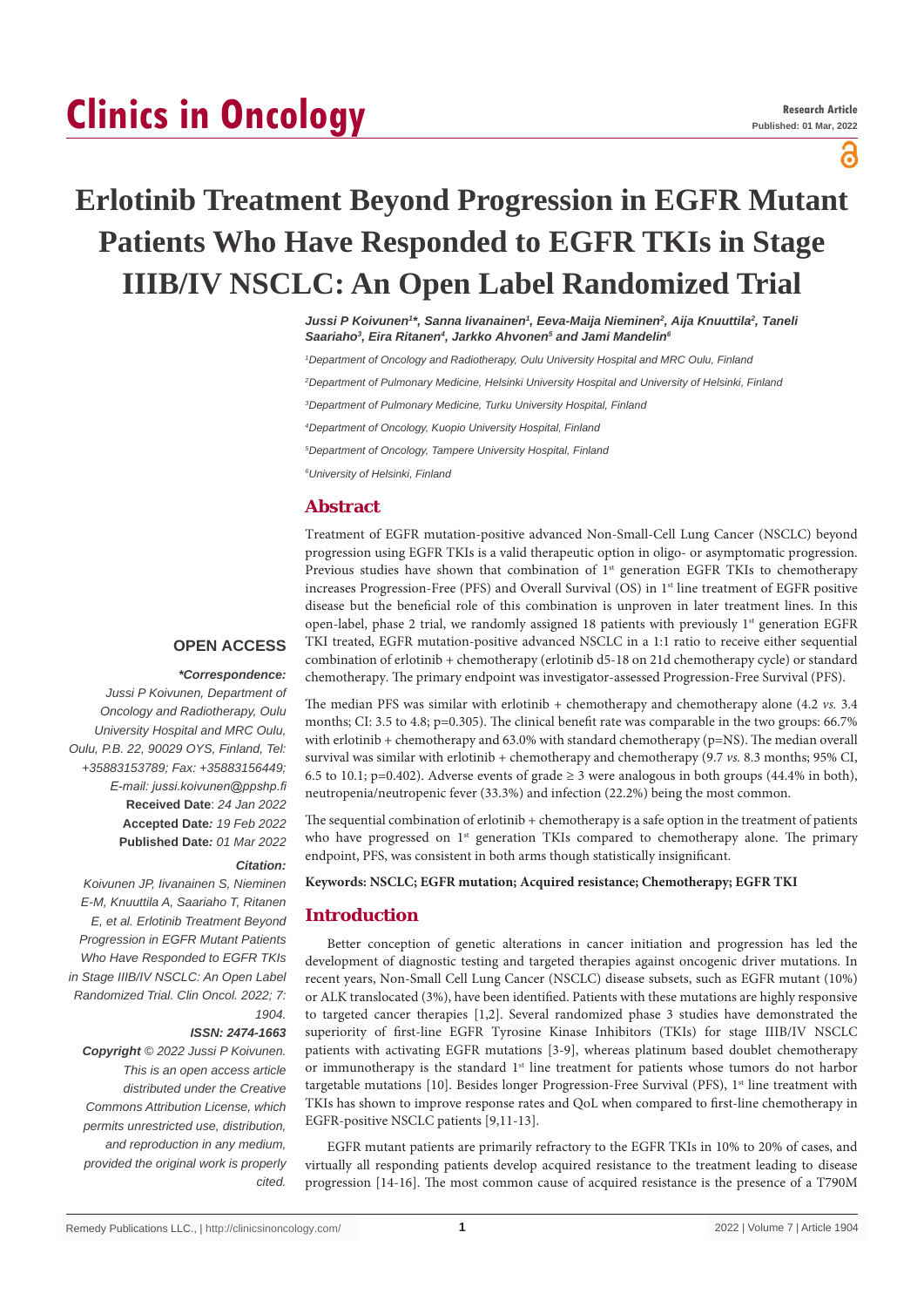# Erlotinib Treatment Beyond Progression in EGFR Mutant Patients Who Have Responded to EGFR TKIs in Stage IIIB/IV NSCLC: An Open Label Randomized Trial

*Jussi P Koivunen[1]\*, Sanna Iivanainen[1], Eeva-Maija Nieminen[2], Aija Knuuttila[2], Taneli Saariaho[3], Eira Ritanen[4], Jarkko Ahvonen[5] and Jami Mandelin[6]*

[1]Department of Oncology and Radiotherapy, Oulu University Hospital and MRC Oulu, Finland

[2]Department of Pulmonary Medicine, Helsinki University Hospital and University of Helsinki, Finland

[3]Department of Pulmonary Medicine, Turku University Hospital, Finland

[4]Department of Oncology, Kuopio University Hospital, Finland

[5]Department of Oncology, Tampere University Hospital, Finland

[6]University of Helsinki, Finland

## Abstract

Treatment of EGFR mutation-positive advanced Non-Small-Cell Lung Cancer (NSCLC) beyond progression using EGFR TKIs is a valid therapeutic option in oligo- or asymptomatic progression. Previous studies have shown that combination of 1st generation EGFR TKIs to chemotherapy increases Progression-Free (PFS) and Overall Survival (OS) in 1st line treatment of EGFR positive disease but the beneficial role of this combination is unproven in later treatment lines. In this open-label, phase 2 trial, we randomly assigned 18 patients with previously 1st generation EGFR TKI treated, EGFR mutation-positive advanced NSCLC in a 1:1 ratio to receive either sequential combination of erlotinib + chemotherapy (erlotinib d5-18 on 21d chemotherapy cycle) or standard chemotherapy. The primary endpoint was investigator-assessed Progression-Free Survival (PFS).

The median PFS was similar with erlotinib + chemotherapy and chemotherapy alone (4.2 *vs.* 3.4 months; CI: 3.5 to 4.8; p=0.305). The clinical benefit rate was comparable in the two groups: 66.7% with erlotinib + chemotherapy and 63.0% with standard chemotherapy (p=NS). The median overall survival was similar with erlotinib + chemotherapy and chemotherapy (9.7 *vs.* 8.3 months; 95% CI, 6.5 to 10.1; p=0.402). Adverse events of grade ≥ 3 were analogous in both groups (44.4% in both), neutropenia/neutropenic fever (33.3%) and infection (22.2%) being the most common.

The sequential combination of erlotinib + chemotherapy is a safe option in the treatment of patients who have progressed on 1st generation TKIs compared to chemotherapy alone. The primary endpoint, PFS, was consistent in both arms though statistically insignificant.

**Keywords: NSCLC; EGFR mutation; Acquired resistance; Chemotherapy; EGFR TKI**

**OPEN ACCESS**

***\*Correspondence:***
*Jussi P Koivunen, Department of Oncology and Radiotherapy, Oulu University Hospital and MRC Oulu, Oulu, P.B. 22, 90029 OYS, Finland, Tel: +35883153789; Fax: +35883156449; E-mail: jussi.koivunen@ppshp.fi*

**Received Date**: *24 Jan 2022*
**Accepted Date**: *19 Feb 2022*
**Published Date**: *01 Mar 2022*

***Citation:***
*Koivunen JP, Iivanainen S, Nieminen E-M, Knuuttila A, Saariaho T, Ritanen E, et al. Erlotinib Treatment Beyond Progression in EGFR Mutant Patients Who Have Responded to EGFR TKIs in Stage IIIB/IV NSCLC: An Open Label Randomized Trial. Clin Oncol. 2022; 7: 1904.*

***ISSN: 2474-1663***

***Copyright*** *© 2022 Jussi P Koivunen. This is an open access article distributed under the Creative Commons Attribution License, which permits unrestricted use, distribution, and reproduction in any medium, provided the original work is properly cited.*

## Introduction

Better conception of genetic alterations in cancer initiation and progression has led the development of diagnostic testing and targeted therapies against oncogenic driver mutations. In recent years, Non-Small Cell Lung Cancer (NSCLC) disease subsets, such as EGFR mutant (10%) or ALK translocated (3%), have been identified. Patients with these mutations are highly responsive to targeted cancer therapies [1,2]. Several randomized phase 3 studies have demonstrated the superiority of first-line EGFR Tyrosine Kinase Inhibitors (TKIs) for stage IIIB/IV NSCLC patients with activating EGFR mutations [3-9], whereas platinum based doublet chemotherapy or immunotherapy is the standard 1st line treatment for patients whose tumors do not harbor targetable mutations [10]. Besides longer Progression-Free Survival (PFS), 1st line treatment with TKIs has shown to improve response rates and QoL when compared to first-line chemotherapy in EGFR-positive NSCLC patients [9,11-13].

EGFR mutant patients are primarily refractory to the EGFR TKIs in 10% to 20% of cases, and virtually all responding patients develop acquired resistance to the treatment leading to disease progression [14-16]. The most common cause of acquired resistance is the presence of a T790M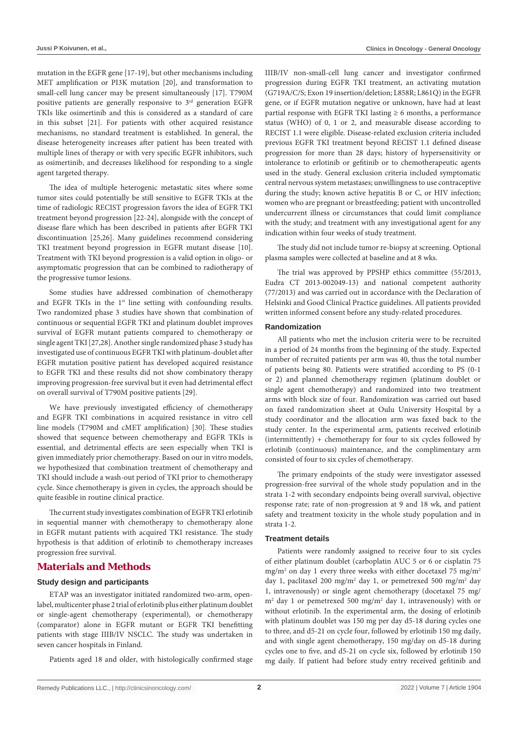mutation in the EGFR gene [17-19], but other mechanisms including MET amplification or PI3K mutation [20], and transformation to small-cell lung cancer may be present simultaneously [17]. T790M positive patients are generally responsive to 3rd generation EGFR TKIs like osimertinib and this is considered as a standard of care in this subset [21]. For patients with other acquired resistance mechanisms, no standard treatment is established. In general, the disease heterogeneity increases after patient has been treated with multiple lines of therapy or with very specific EGFR inhibitors, such as osimertinib, and decreases likelihood for responding to a single agent targeted therapy.

The idea of multiple heterogenic metastatic sites where some tumor sites could potentially be still sensitive to EGFR TKIs at the time of radiologic RECIST progression favors the idea of EGFR TKI treatment beyond progression [22-24], alongside with the concept of disease flare which has been described in patients after EGFR TKI discontinuation [25,26]. Many guidelines recommend considering TKI treatment beyond progression in EGFR mutant disease [10]. Treatment with TKI beyond progression is a valid option in oligo- or asymptomatic progression that can be combined to radiotherapy of the progressive tumor lesions.

Some studies have addressed combination of chemotherapy and EGFR TKIs in the 1st line setting with confounding results. Two randomized phase 3 studies have shown that combination of continuous or sequential EGFR TKI and platinum doublet improves survival of EGFR mutant patients compared to chemotherapy or single agent TKI [27,28]. Another single randomized phase 3 study has investigated use of continuous EGFR TKI with platinum-doublet after EGFR mutation positive patient has developed acquired resistance to EGFR TKI and these results did not show combinatory therapy improving progression-free survival but it even had detrimental effect on overall survival of T790M positive patients [29].

We have previously investigated efficiency of chemotherapy and EGFR TKI combinations in acquired resistance in vitro cell line models (T790M and cMET amplification) [30]. These studies showed that sequence between chemotherapy and EGFR TKIs is essential, and detrimental effects are seen especially when TKI is given immediately prior chemotherapy. Based on our in vitro models, we hypothesized that combination treatment of chemotherapy and TKI should include a wash-out period of TKI prior to chemotherapy cycle. Since chemotherapy is given in cycles, the approach should be quite feasible in routine clinical practice.

The current study investigates combination of EGFR TKI erlotinib in sequential manner with chemotherapy to chemotherapy alone in EGFR mutant patients with acquired TKI resistance. The study hypothesis is that addition of erlotinib to chemotherapy increases progression free survival.

## Materials and Methods

### Study design and participants

ETAP was an investigator initiated randomized two-arm, open-label, multicenter phase 2 trial of erlotinib plus either platinum doublet or single-agent chemotherapy (experimental), or chemotherapy (comparator) alone in EGFR mutant or EGFR TKI benefitting patients with stage IIIB/IV NSCLC. The study was undertaken in seven cancer hospitals in Finland.

Patients aged 18 and older, with histologically confirmed stage IIIB/IV non-small-cell lung cancer and investigator confirmed progression during EGFR TKI treatment, an activating mutation (G719A/C/S; Exon 19 insertion/deletion; L858R; L861Q) in the EGFR gene, or if EGFR mutation negative or unknown, have had at least partial response with EGFR TKI lasting ≥ 6 months, a performance status (WHO) of 0, 1 or 2, and measurable disease according to RECIST 1.1 were eligible. Disease-related exclusion criteria included previous EGFR TKI treatment beyond RECIST 1.1 defined disease progression for more than 28 days; history of hypersensitivity or intolerance to erlotinib or gefitinib or to chemotherapeutic agents used in the study. General exclusion criteria included symptomatic central nervous system metastases; unwillingness to use contraceptive during the study; known active hepatitis B or C, or HIV infection; women who are pregnant or breastfeeding; patient with uncontrolled undercurrent illness or circumstances that could limit compliance with the study; and treatment with any investigational agent for any indication within four weeks of study treatment.

The study did not include tumor re-biopsy at screening. Optional plasma samples were collected at baseline and at 8 wks.

The trial was approved by PPSHP ethics committee (55/2013, Eudra CT 2013-002049-13) and national competent authority (77/2013) and was carried out in accordance with the Declaration of Helsinki and Good Clinical Practice guidelines. All patients provided written informed consent before any study-related procedures.

### Randomization

All patients who met the inclusion criteria were to be recruited in a period of 24 months from the beginning of the study. Expected number of recruited patients per arm was 40, thus the total number of patients being 80. Patients were stratified according to PS (0-1 or 2) and planned chemotherapy regimen (platinum doublet or single agent chemotherapy) and randomized into two treatment arms with block size of four. Randomization was carried out based on faxed randomization sheet at Oulu University Hospital by a study coordinator and the allocation arm was faxed back to the study center. In the experimental arm, patients received erlotinib (intermittently) + chemotherapy for four to six cycles followed by erlotinib (continuous) maintenance, and the complimentary arm consisted of four to six cycles of chemotherapy.

The primary endpoints of the study were investigator assessed progression-free survival of the whole study population and in the strata 1-2 with secondary endpoints being overall survival, objective response rate; rate of non-progression at 9 and 18 wk, and patient safety and treatment toxicity in the whole study population and in strata 1-2.

### Treatment details

Patients were randomly assigned to receive four to six cycles of either platinum doublet (carboplatin AUC 5 or 6 or cisplatin 75 mg/m$^2$ on day 1 every three weeks with either docetaxel 75 mg/m$^2$ day 1, paclitaxel 200 mg/m$^2$ day 1, or pemetrexed 500 mg/m$^2$ day 1, intravenously) or single agent chemotherapy (docetaxel 75 mg/m$^2$ day 1 or pemetrexed 500 mg/m$^2$ day 1, intravenously) with or without erlotinib. In the experimental arm, the dosing of erlotinib with platinum doublet was 150 mg per day d5-18 during cycles one to three, and d5-21 on cycle four, followed by erlotinib 150 mg daily, and with single agent chemotherapy, 150 mg/day on d5-18 during cycles one to five, and d5-21 on cycle six, followed by erlotinib 150 mg daily. If patient had before study entry received gefitinib and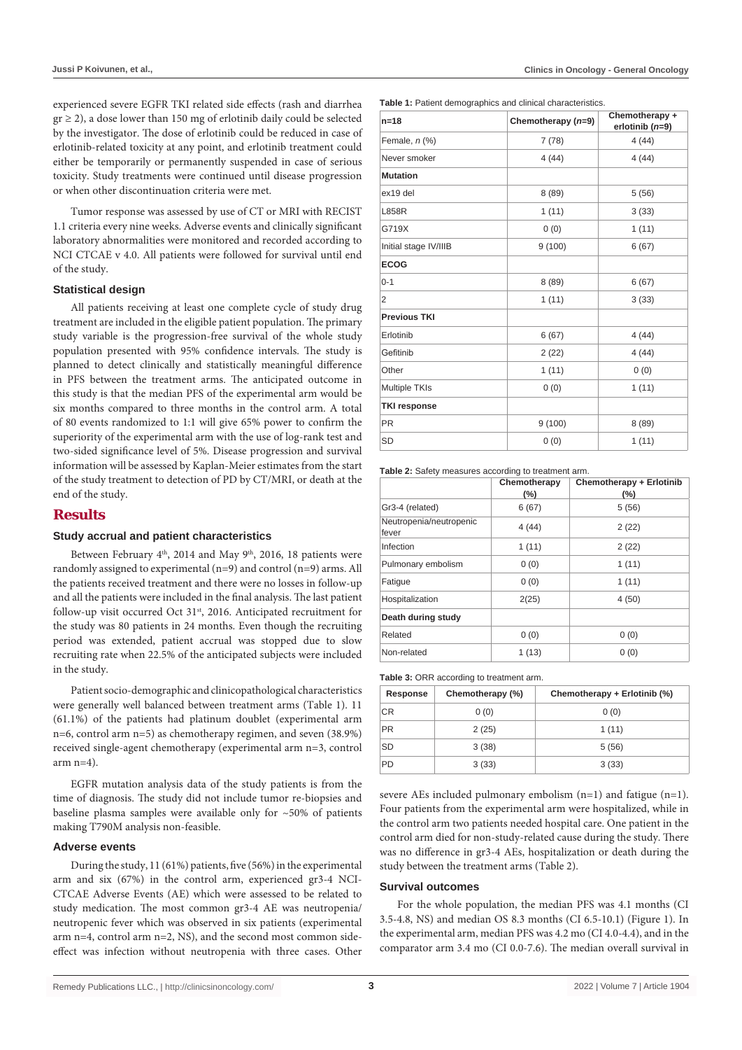experienced severe EGFR TKI related side effects (rash and diarrhea gr ≥ 2), a dose lower than 150 mg of erlotinib daily could be selected by the investigator. The dose of erlotinib could be reduced in case of erlotinib-related toxicity at any point, and erlotinib treatment could either be temporarily or permanently suspended in case of serious toxicity. Study treatments were continued until disease progression or when other discontinuation criteria were met.

Tumor response was assessed by use of CT or MRI with RECIST 1.1 criteria every nine weeks. Adverse events and clinically significant laboratory abnormalities were monitored and recorded according to NCI CTCAE v 4.0. All patients were followed for survival until end of the study.

### Statistical design

All patients receiving at least one complete cycle of study drug treatment are included in the eligible patient population. The primary study variable is the progression-free survival of the whole study population presented with 95% confidence intervals. The study is planned to detect clinically and statistically meaningful difference in PFS between the treatment arms. The anticipated outcome in this study is that the median PFS of the experimental arm would be six months compared to three months in the control arm. A total of 80 events randomized to 1:1 will give 65% power to confirm the superiority of the experimental arm with the use of log-rank test and two-sided significance level of 5%. Disease progression and survival information will be assessed by Kaplan-Meier estimates from the start of the study treatment to detection of PD by CT/MRI, or death at the end of the study.

## Results

### Study accrual and patient characteristics

Between February 4th, 2014 and May 9th, 2016, 18 patients were randomly assigned to experimental (n=9) and control (n=9) arms. All the patients received treatment and there were no losses in follow-up and all the patients were included in the final analysis. The last patient follow-up visit occurred Oct 31st, 2016. Anticipated recruitment for the study was 80 patients in 24 months. Even though the recruiting period was extended, patient accrual was stopped due to slow recruiting rate when 22.5% of the anticipated subjects were included in the study.

Patient socio-demographic and clinicopathological characteristics were generally well balanced between treatment arms (Table 1). 11 (61.1%) of the patients had platinum doublet (experimental arm n=6, control arm n=5) as chemotherapy regimen, and seven (38.9%) received single-agent chemotherapy (experimental arm n=3, control arm n=4).

EGFR mutation analysis data of the study patients is from the time of diagnosis. The study did not include tumor re-biopsies and baseline plasma samples were available only for ~50% of patients making T790M analysis non-feasible.

### Adverse events

During the study, 11 (61%) patients, five (56%) in the experimental arm and six (67%) in the control arm, experienced gr3-4 NCI-CTCAE Adverse Events (AE) which were assessed to be related to study medication. The most common gr3-4 AE was neutropenia/neutropenic fever which was observed in six patients (experimental arm n=4, control arm n=2, NS), and the second most common side-effect was infection without neutropenia with three cases. Other severe AEs included pulmonary embolism (n=1) and fatigue (n=1). Four patients from the experimental arm were hospitalized, while in the control arm two patients needed hospital care. One patient in the control arm died for non-study-related cause during the study. There was no difference in gr3-4 AEs, hospitalization or death during the study between the treatment arms (Table 2).

### Survival outcomes

For the whole population, the median PFS was 4.1 months (CI 3.5-4.8, NS) and median OS 8.3 months (CI 6.5-10.1) (Figure 1). In the experimental arm, median PFS was 4.2 mo (CI 4.0-4.4), and in the comparator arm 3.4 mo (CI 0.0-7.6). The median overall survival in

**Table 1:** Patient demographics and clinical characteristics.

| n=18 | Chemotherapy (*n*=9) | Chemotherapy + erlotinib (*n*=9) |
|---|---|---|
| Female, *n* (%) | 7 (78) | 4 (44) |
| Never smoker | 4 (44) | 4 (44) |
| **Mutation** | | |
| ex19 del | 8 (89) | 5 (56) |
| L858R | 1 (11) | 3 (33) |
| G719X | 0 (0) | 1 (11) |
| Initial stage IV/IIIB | 9 (100) | 6 (67) |
| **ECOG** | | |
| 0-1 | 8 (89) | 6 (67) |
| 2 | 1 (11) | 3 (33) |
| **Previous TKI** | | |
| Erlotinib | 6 (67) | 4 (44) |
| Gefitinib | 2 (22) | 4 (44) |
| Other | 1 (11) | 0 (0) |
| Multiple TKIs | 0 (0) | 1 (11) |
| **TKI response** | | |
| PR | 9 (100) | 8 (89) |
| SD | 0 (0) | 1 (11) |

**Table 2:** Safety measures according to treatment arm.

| | Chemotherapy (%) | Chemotherapy + Erlotinib (%) |
|---|---|---|
| Gr3-4 (related) | 6 (67) | 5 (56) |
| Neutropenia/neutropenic fever | 4 (44) | 2 (22) |
| Infection | 1 (11) | 2 (22) |
| Pulmonary embolism | 0 (0) | 1 (11) |
| Fatigue | 0 (0) | 1 (11) |
| Hospitalization | 2(25) | 4 (50) |
| **Death during study** | | |
| Related | 0 (0) | 0 (0) |
| Non-related | 1 (13) | 0 (0) |

**Table 3:** ORR according to treatment arm.

| Response | Chemotherapy (%) | Chemotherapy + Erlotinib (%) |
|---|---|---|
| CR | 0 (0) | 0 (0) |
| PR | 2 (25) | 1 (11) |
| SD | 3 (38) | 5 (56) |
| PD | 3 (33) | 3 (33) |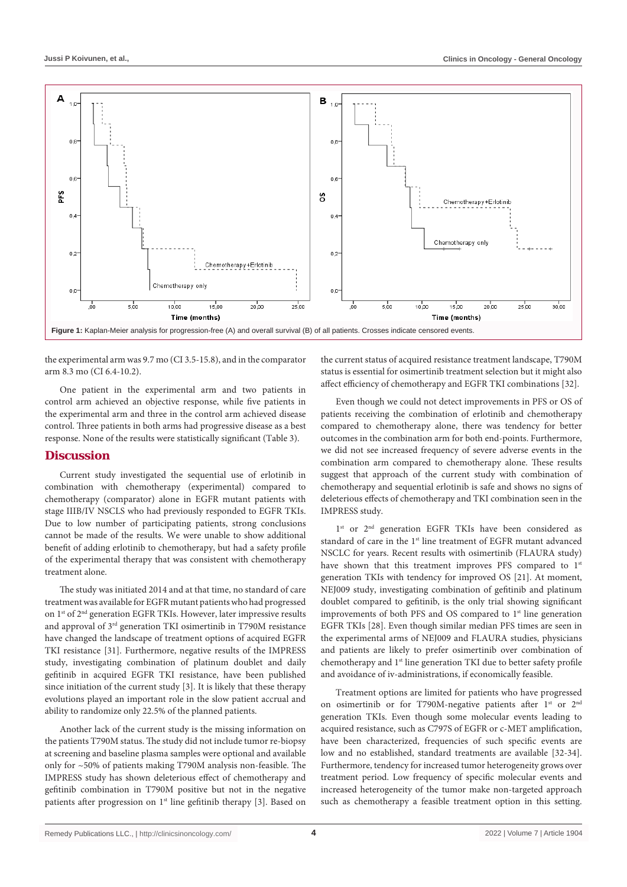**Figure 1:** Kaplan-Meier analysis for progression-free (A) and overall survival (B) of all patients. Crosses indicate censored events.

the experimental arm was 9.7 mo (CI 3.5-15.8), and in the comparator arm 8.3 mo (CI 6.4-10.2).

One patient in the experimental arm and two patients in control arm achieved an objective response, while five patients in the experimental arm and three in the control arm achieved disease control. Three patients in both arms had progressive disease as a best response. None of the results were statistically significant (Table 3).

## Discussion

Current study investigated the sequential use of erlotinib in combination with chemotherapy (experimental) compared to chemotherapy (comparator) alone in EGFR mutant patients with stage IIIB/IV NSCLS who had previously responded to EGFR TKIs. Due to low number of participating patients, strong conclusions cannot be made of the results. We were unable to show additional benefit of adding erlotinib to chemotherapy, but had a safety profile of the experimental therapy that was consistent with chemotherapy treatment alone.

The study was initiated 2014 and at that time, no standard of care treatment was available for EGFR mutant patients who had progressed on 1st of 2nd generation EGFR TKIs. However, later impressive results and approval of 3rd generation TKI osimertinib in T790M resistance have changed the landscape of treatment options of acquired EGFR TKI resistance [31]. Furthermore, negative results of the IMPRESS study, investigating combination of platinum doublet and daily gefitinib in acquired EGFR TKI resistance, have been published since initiation of the current study [3]. It is likely that these therapy evolutions played an important role in the slow patient accrual and ability to randomize only 22.5% of the planned patients.

Another lack of the current study is the missing information on the patients T790M status. The study did not include tumor re-biopsy at screening and baseline plasma samples were optional and available only for ~50% of patients making T790M analysis non-feasible. The IMPRESS study has shown deleterious effect of chemotherapy and gefitinib combination in T790M positive but not in the negative patients after progression on 1st line gefitinib therapy [3]. Based on the current status of acquired resistance treatment landscape, T790M status is essential for osimertinib treatment selection but it might also affect efficiency of chemotherapy and EGFR TKI combinations [32].

Even though we could not detect improvements in PFS or OS of patients receiving the combination of erlotinib and chemotherapy compared to chemotherapy alone, there was tendency for better outcomes in the combination arm for both end-points. Furthermore, we did not see increased frequency of severe adverse events in the combination arm compared to chemotherapy alone. These results suggest that approach of the current study with combination of chemotherapy and sequential erlotinib is safe and shows no signs of deleterious effects of chemotherapy and TKI combination seen in the IMPRESS study.

1st or 2nd generation EGFR TKIs have been considered as standard of care in the 1st line treatment of EGFR mutant advanced NSCLC for years. Recent results with osimertinib (FLAURA study) have shown that this treatment improves PFS compared to 1st generation TKIs with tendency for improved OS [21]. At moment, NEJ009 study, investigating combination of gefitinib and platinum doublet compared to gefitinib, is the only trial showing significant improvements of both PFS and OS compared to 1st generation EGFR TKIs [28]. Even though similar median PFS times are seen in the experimental arms of NEJ009 and FLAURA studies, physicians and patients are likely to prefer osimertinib over combination of chemotherapy and 1st line generation TKI due to better safety profile and avoidance of iv-administrations, if economically feasible.

Treatment options are limited for patients who have progressed on osimertinib or for T790M-negative patients after 1st or 2nd generation TKIs. Even though some molecular events leading to acquired resistance, such as C797S of EGFR or c-MET amplification, have been characterized, frequencies of such specific events are low and no established, standard treatments are available [32-34]. Furthermore, tendency for increased tumor heterogeneity grows over treatment period. Low frequency of specific molecular events and increased heterogeneity of the tumor make non-targeted approach such as chemotherapy a feasible treatment option in this setting.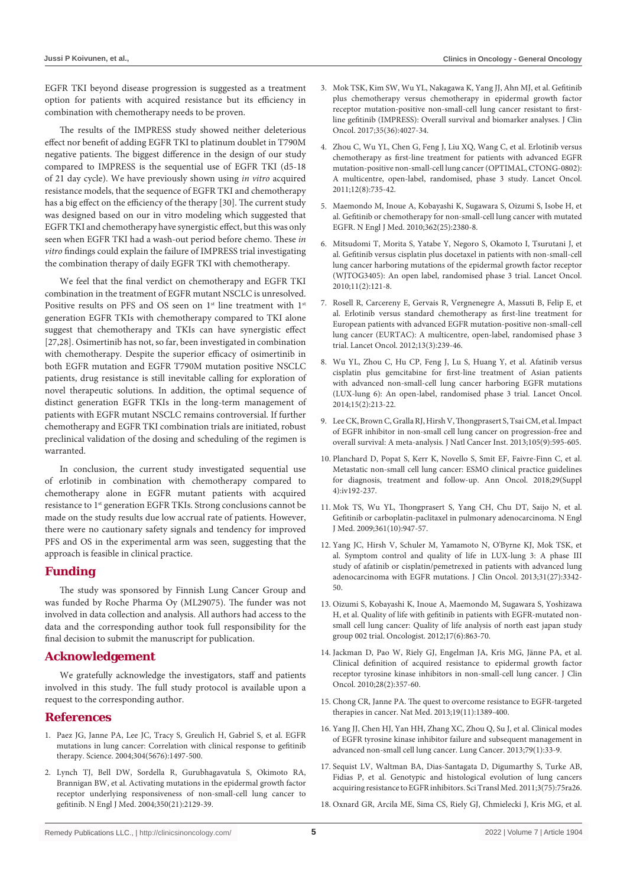EGFR TKI beyond disease progression is suggested as a treatment option for patients with acquired resistance but its efficiency in combination with chemotherapy needs to be proven.

The results of the IMPRESS study showed neither deleterious effect nor benefit of adding EGFR TKI to platinum doublet in T790M negative patients. The biggest difference in the design of our study compared to IMPRESS is the sequential use of EGFR TKI (d5-18 of 21 day cycle). We have previously shown using *in vitro* acquired resistance models, that the sequence of EGFR TKI and chemotherapy has a big effect on the efficiency of the therapy [30]. The current study was designed based on our in vitro modeling which suggested that EGFR TKI and chemotherapy have synergistic effect, but this was only seen when EGFR TKI had a wash-out period before chemo. These *in vitro* findings could explain the failure of IMPRESS trial investigating the combination therapy of daily EGFR TKI with chemotherapy.

We feel that the final verdict on chemotherapy and EGFR TKI combination in the treatment of EGFR mutant NSCLC is unresolved. Positive results on PFS and OS seen on 1st line treatment with 1st generation EGFR TKIs with chemotherapy compared to TKI alone suggest that chemotherapy and TKIs can have synergistic effect [27,28]. Osimertinib has not, so far, been investigated in combination with chemotherapy. Despite the superior efficacy of osimertinib in both EGFR mutation and EGFR T790M mutation positive NSCLC patients, drug resistance is still inevitable calling for exploration of novel therapeutic solutions. In addition, the optimal sequence of distinct generation EGFR TKIs in the long-term management of patients with EGFR mutant NSCLC remains controversial. If further chemotherapy and EGFR TKI combination trials are initiated, robust preclinical validation of the dosing and scheduling of the regimen is warranted.

In conclusion, the current study investigated sequential use of erlotinib in combination with chemotherapy compared to chemotherapy alone in EGFR mutant patients with acquired resistance to 1st generation EGFR TKIs. Strong conclusions cannot be made on the study results due low accrual rate of patients. However, there were no cautionary safety signals and tendency for improved PFS and OS in the experimental arm was seen, suggesting that the approach is feasible in clinical practice.

## Funding

The study was sponsored by Finnish Lung Cancer Group and was funded by Roche Pharma Oy (ML29075). The funder was not involved in data collection and analysis. All authors had access to the data and the corresponding author took full responsibility for the final decision to submit the manuscript for publication.

## Acknowledgement

We gratefully acknowledge the investigators, staff and patients involved in this study. The full study protocol is available upon a request to the corresponding author.

## References

1. Paez JG, Janne PA, Lee JC, Tracy S, Greulich H, Gabriel S, et al. EGFR mutations in lung cancer: Correlation with clinical response to gefitinib therapy. Science. 2004;304(5676):1497-500.
2. Lynch TJ, Bell DW, Sordella R, Gurubhagavatula S, Okimoto RA, Brannigan BW, et al. Activating mutations in the epidermal growth factor receptor underlying responsiveness of non-small-cell lung cancer to gefitinib. N Engl J Med. 2004;350(21):2129-39.
3. Mok TSK, Kim SW, Wu YL, Nakagawa K, Yang JJ, Ahn MJ, et al. Gefitinib plus chemotherapy versus chemotherapy in epidermal growth factor receptor mutation-positive non-small-cell lung cancer resistant to first-line gefitinib (IMPRESS): Overall survival and biomarker analyses. J Clin Oncol. 2017;35(36):4027-34.
4. Zhou C, Wu YL, Chen G, Feng J, Liu XQ, Wang C, et al. Erlotinib versus chemotherapy as first-line treatment for patients with advanced EGFR mutation-positive non-small-cell lung cancer (OPTIMAL, CTONG-0802): A multicentre, open-label, randomised, phase 3 study. Lancet Oncol. 2011;12(8):735-42.
5. Maemondo M, Inoue A, Kobayashi K, Sugawara S, Oizumi S, Isobe H, et al. Gefitinib or chemotherapy for non-small-cell lung cancer with mutated EGFR. N Engl J Med. 2010;362(25):2380-8.
6. Mitsudomi T, Morita S, Yatabe Y, Negoro S, Okamoto I, Tsurutani J, et al. Gefitinib versus cisplatin plus docetaxel in patients with non-small-cell lung cancer harboring mutations of the epidermal growth factor receptor (WJTOG3405): An open label, randomised phase 3 trial. Lancet Oncol. 2010;11(2):121-8.
7. Rosell R, Carcereny E, Gervais R, Vergnenegre A, Massuti B, Felip E, et al. Erlotinib versus standard chemotherapy as first-line treatment for European patients with advanced EGFR mutation-positive non-small-cell lung cancer (EURTAC): A multicentre, open-label, randomised phase 3 trial. Lancet Oncol. 2012;13(3):239-46.
8. Wu YL, Zhou C, Hu CP, Feng J, Lu S, Huang Y, et al. Afatinib versus cisplatin plus gemcitabine for first-line treatment of Asian patients with advanced non-small-cell lung cancer harboring EGFR mutations (LUX-lung 6): An open-label, randomised phase 3 trial. Lancet Oncol. 2014;15(2):213-22.
9. Lee CK, Brown C, Gralla RJ, Hirsh V, Thongprasert S, Tsai CM, et al. Impact of EGFR inhibitor in non-small cell lung cancer on progression-free and overall survival: A meta-analysis. J Natl Cancer Inst. 2013;105(9):595-605.
10. Planchard D, Popat S, Kerr K, Novello S, Smit EF, Faivre-Finn C, et al. Metastatic non-small cell lung cancer: ESMO clinical practice guidelines for diagnosis, treatment and follow-up. Ann Oncol. 2018;29(Suppl 4):iv192-237.
11. Mok TS, Wu YL, Thongprasert S, Yang CH, Chu DT, Saijo N, et al. Gefitinib or carboplatin-paclitaxel in pulmonary adenocarcinoma. N Engl J Med. 2009;361(10):947-57.
12. Yang JC, Hirsh V, Schuler M, Yamamoto N, O'Byrne KJ, Mok TSK, et al. Symptom control and quality of life in LUX-lung 3: A phase III study of afatinib or cisplatin/pemetrexed in patients with advanced lung adenocarcinoma with EGFR mutations. J Clin Oncol. 2013;31(27):3342-50.
13. Oizumi S, Kobayashi K, Inoue A, Maemondo M, Sugawara S, Yoshizawa H, et al. Quality of life with gefitinib in patients with EGFR-mutated non-small cell lung cancer: Quality of life analysis of north east japan study group 002 trial. Oncologist. 2012;17(6):863-70.
14. Jackman D, Pao W, Riely GJ, Engelman JA, Kris MG, Jänne PA, et al. Clinical definition of acquired resistance to epidermal growth factor receptor tyrosine kinase inhibitors in non-small-cell lung cancer. J Clin Oncol. 2010;28(2):357-60.
15. Chong CR, Janne PA. The quest to overcome resistance to EGFR-targeted therapies in cancer. Nat Med. 2013;19(11):1389-400.
16. Yang JJ, Chen HJ, Yan HH, Zhang XC, Zhou Q, Su J, et al. Clinical modes of EGFR tyrosine kinase inhibitor failure and subsequent management in advanced non-small cell lung cancer. Lung Cancer. 2013;79(1):33-9.
17. Sequist LV, Waltman BA, Dias-Santagata D, Digumarthy S, Turke AB, Fidias P, et al. Genotypic and histological evolution of lung cancers acquiring resistance to EGFR inhibitors. Sci Transl Med. 2011;3(75):75ra26.
18. Oxnard GR, Arcila ME, Sima CS, Riely GJ, Chmielecki J, Kris MG, et al.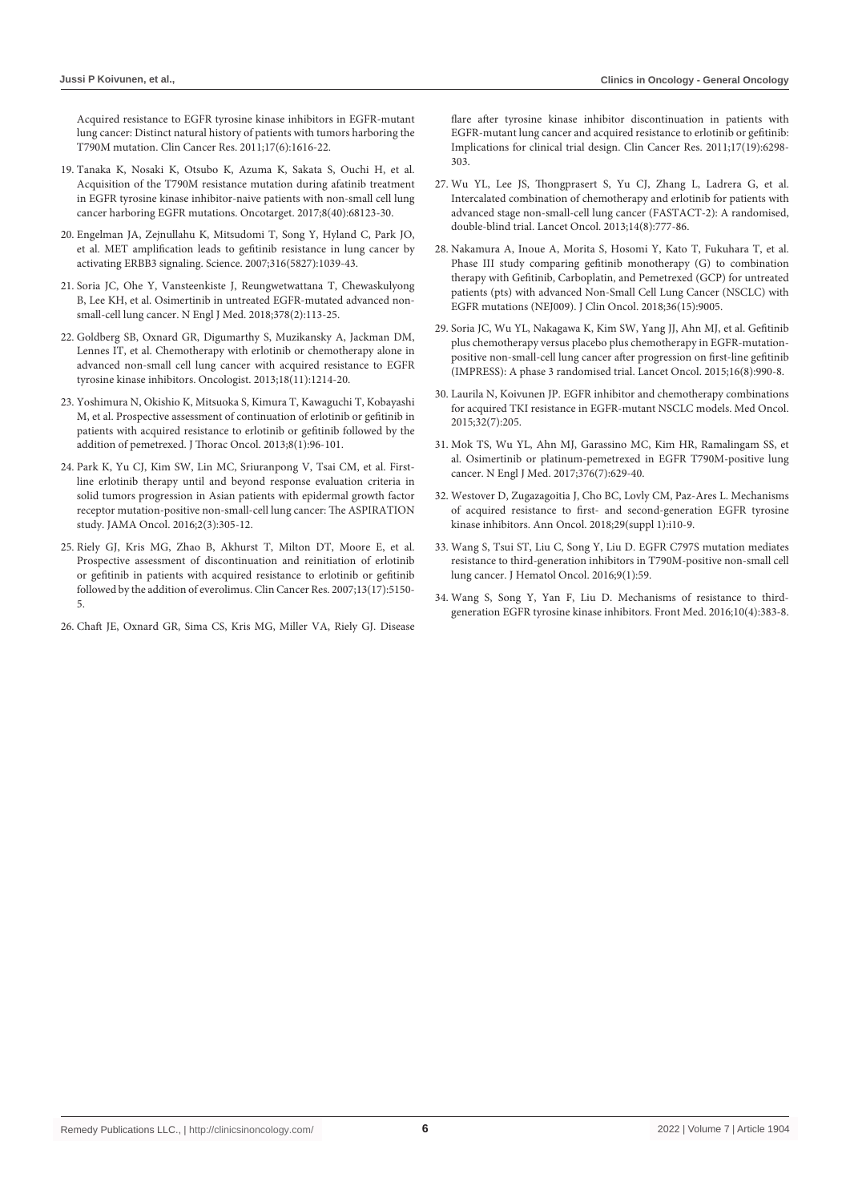Acquired resistance to EGFR tyrosine kinase inhibitors in EGFR-mutant lung cancer: Distinct natural history of patients with tumors harboring the T790M mutation. Clin Cancer Res. 2011;17(6):1616-22.

19. Tanaka K, Nosaki K, Otsubo K, Azuma K, Sakata S, Ouchi H, et al. Acquisition of the T790M resistance mutation during afatinib treatment in EGFR tyrosine kinase inhibitor-naive patients with non-small cell lung cancer harboring EGFR mutations. Oncotarget. 2017;8(40):68123-30.

20. Engelman JA, Zejnullahu K, Mitsudomi T, Song Y, Hyland C, Park JO, et al. MET amplification leads to gefitinib resistance in lung cancer by activating ERBB3 signaling. Science. 2007;316(5827):1039-43.

21. Soria JC, Ohe Y, Vansteenkiste J, Reungwetwattana T, Chewaskulyong B, Lee KH, et al. Osimertinib in untreated EGFR-mutated advanced non-small-cell lung cancer. N Engl J Med. 2018;378(2):113-25.

22. Goldberg SB, Oxnard GR, Digumarthy S, Muzikansky A, Jackman DM, Lennes IT, et al. Chemotherapy with erlotinib or chemotherapy alone in advanced non-small cell lung cancer with acquired resistance to EGFR tyrosine kinase inhibitors. Oncologist. 2013;18(11):1214-20.

23. Yoshimura N, Okishio K, Mitsuoka S, Kimura T, Kawaguchi T, Kobayashi M, et al. Prospective assessment of continuation of erlotinib or gefitinib in patients with acquired resistance to erlotinib or gefitinib followed by the addition of pemetrexed. J Thorac Oncol. 2013;8(1):96-101.

24. Park K, Yu CJ, Kim SW, Lin MC, Sriuranpong V, Tsai CM, et al. First-line erlotinib therapy until and beyond response evaluation criteria in solid tumors progression in Asian patients with epidermal growth factor receptor mutation-positive non-small-cell lung cancer: The ASPIRATION study. JAMA Oncol. 2016;2(3):305-12.

25. Riely GJ, Kris MG, Zhao B, Akhurst T, Milton DT, Moore E, et al. Prospective assessment of discontinuation and reinitiation of erlotinib or gefitinib in patients with acquired resistance to erlotinib or gefitinib followed by the addition of everolimus. Clin Cancer Res. 2007;13(17):5150-5.

26. Chaft JE, Oxnard GR, Sima CS, Kris MG, Miller VA, Riely GJ. Disease flare after tyrosine kinase inhibitor discontinuation in patients with EGFR-mutant lung cancer and acquired resistance to erlotinib or gefitinib: Implications for clinical trial design. Clin Cancer Res. 2011;17(19):6298-303.

27. Wu YL, Lee JS, Thongprasert S, Yu CJ, Zhang L, Ladrera G, et al. Intercalated combination of chemotherapy and erlotinib for patients with advanced stage non-small-cell lung cancer (FASTACT-2): A randomised, double-blind trial. Lancet Oncol. 2013;14(8):777-86.

28. Nakamura A, Inoue A, Morita S, Hosomi Y, Kato T, Fukuhara T, et al. Phase III study comparing gefitinib monotherapy (G) to combination therapy with Gefitinib, Carboplatin, and Pemetrexed (GCP) for untreated patients (pts) with advanced Non-Small Cell Lung Cancer (NSCLC) with EGFR mutations (NEJ009). J Clin Oncol. 2018;36(15):9005.

29. Soria JC, Wu YL, Nakagawa K, Kim SW, Yang JJ, Ahn MJ, et al. Gefitinib plus chemotherapy versus placebo plus chemotherapy in EGFR-mutation-positive non-small-cell lung cancer after progression on first-line gefitinib (IMPRESS): A phase 3 randomised trial. Lancet Oncol. 2015;16(8):990-8.

30. Laurila N, Koivunen JP. EGFR inhibitor and chemotherapy combinations for acquired TKI resistance in EGFR-mutant NSCLC models. Med Oncol. 2015;32(7):205.

31. Mok TS, Wu YL, Ahn MJ, Garassino MC, Kim HR, Ramalingam SS, et al. Osimertinib or platinum-pemetrexed in EGFR T790M-positive lung cancer. N Engl J Med. 2017;376(7):629-40.

32. Westover D, Zugazagoitia J, Cho BC, Lovly CM, Paz-Ares L. Mechanisms of acquired resistance to first- and second-generation EGFR tyrosine kinase inhibitors. Ann Oncol. 2018;29(suppl 1):i10-9.

33. Wang S, Tsui ST, Liu C, Song Y, Liu D. EGFR C797S mutation mediates resistance to third-generation inhibitors in T790M-positive non-small cell lung cancer. J Hematol Oncol. 2016;9(1):59.

34. Wang S, Song Y, Yan F, Liu D. Mechanisms of resistance to third-generation EGFR tyrosine kinase inhibitors. Front Med. 2016;10(4):383-8.